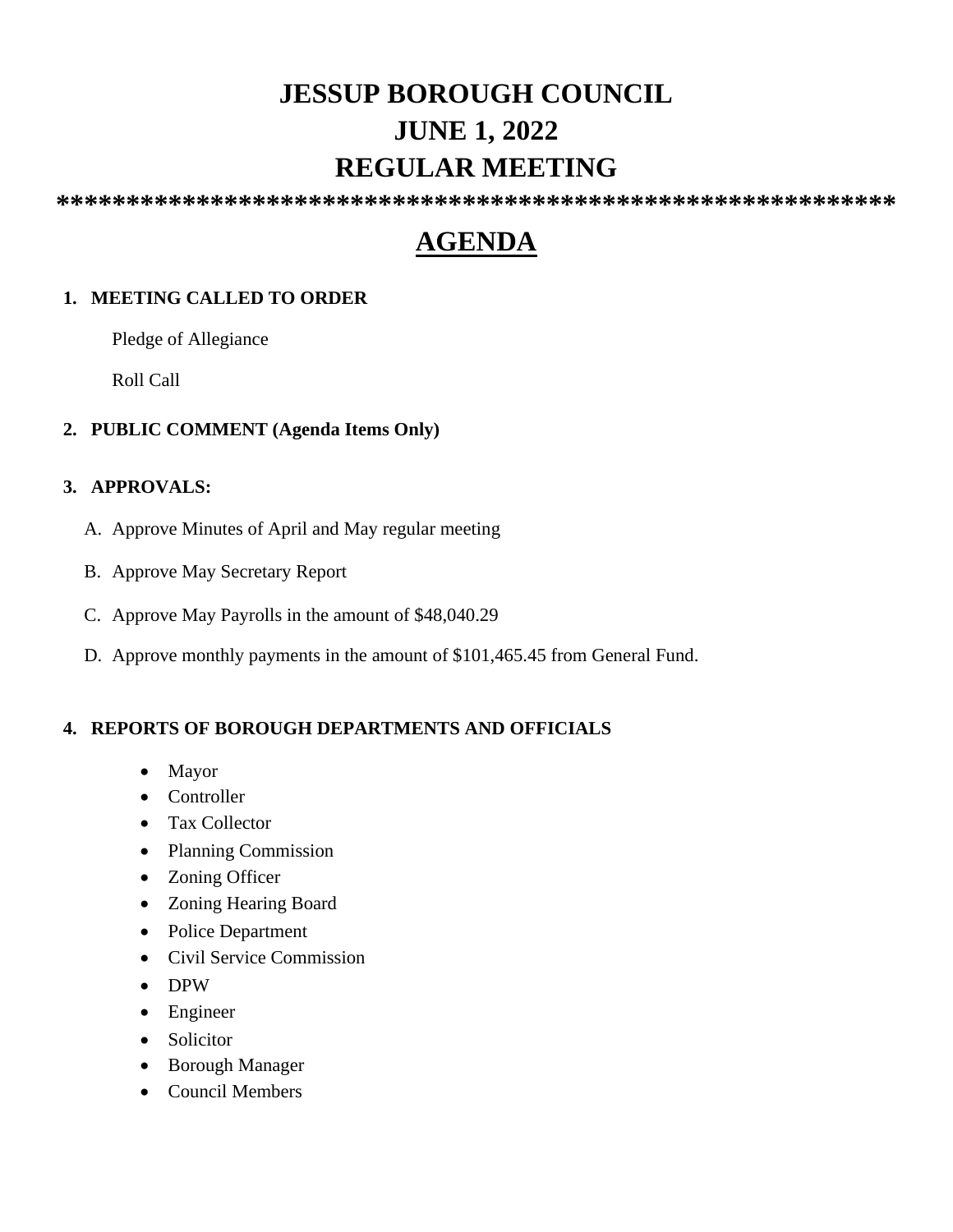# JESSUP BOROUGH COUNCIL
# JUNE 1, 2022
# REGULAR MEETING

************************************************************

## AGENDA

1. **MEETING CALLED TO ORDER**

   Pledge of Allegiance

   Roll Call

2. **PUBLIC COMMENT (Agenda Items Only)**

3. **APPROVALS:**

   A. Approve Minutes of April and May regular meeting

   B. Approve May Secretary Report

   C. Approve May Payrolls in the amount of $48,040.29

   D. Approve monthly payments in the amount of $101,465.45 from General Fund.

4. **REPORTS OF BOROUGH DEPARTMENTS AND OFFICIALS**

   - Mayor
   - Controller
   - Tax Collector
   - Planning Commission
   - Zoning Officer
   - Zoning Hearing Board
   - Police Department
   - Civil Service Commission
   - DPW
   - Engineer
   - Solicitor
   - Borough Manager
   - Council Members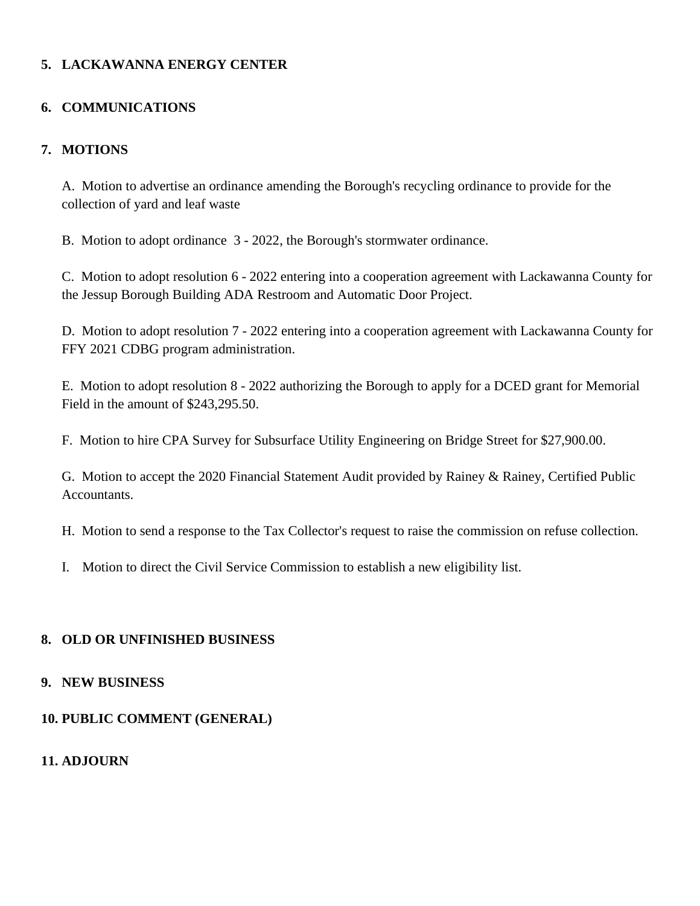**5. LACKAWANNA ENERGY CENTER**

**6. COMMUNICATIONS**

**7. MOTIONS**

A. Motion to advertise an ordinance amending the Borough's recycling ordinance to provide for the collection of yard and leaf waste

B. Motion to adopt ordinance 3 - 2022, the Borough's stormwater ordinance.

C. Motion to adopt resolution 6 - 2022 entering into a cooperation agreement with Lackawanna County for the Jessup Borough Building ADA Restroom and Automatic Door Project.

D. Motion to adopt resolution 7 - 2022 entering into a cooperation agreement with Lackawanna County for FFY 2021 CDBG program administration.

E. Motion to adopt resolution 8 - 2022 authorizing the Borough to apply for a DCED grant for Memorial Field in the amount of $243,295.50.

F. Motion to hire CPA Survey for Subsurface Utility Engineering on Bridge Street for $27,900.00.

G. Motion to accept the 2020 Financial Statement Audit provided by Rainey & Rainey, Certified Public Accountants.

H. Motion to send a response to the Tax Collector's request to raise the commission on refuse collection.

I. Motion to direct the Civil Service Commission to establish a new eligibility list.

**8. OLD OR UNFINISHED BUSINESS**

**9. NEW BUSINESS**

**10. PUBLIC COMMENT (GENERAL)**

**11. ADJOURN**